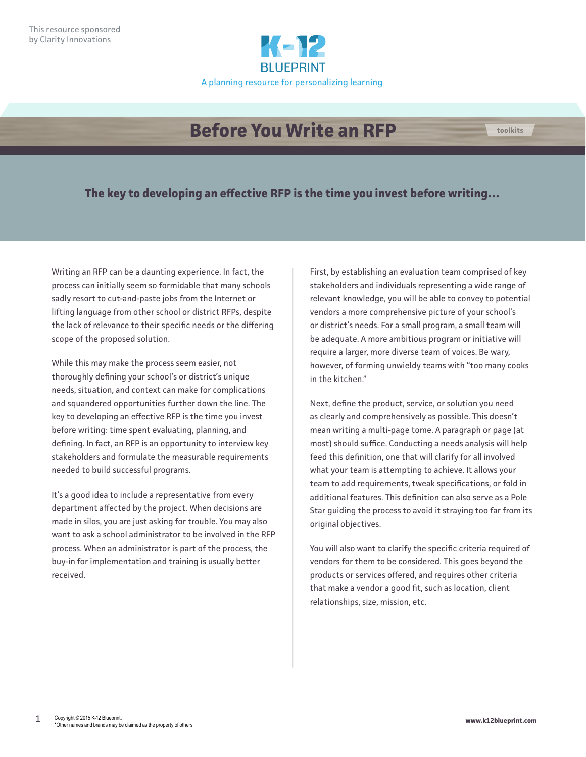This resource sponsored by Clarity Innovations

K-12 BLUEPRINT

A planning resource for personalizing learning

# Before You Write an RFP

toolkits

**The key to developing an effective RFP is the time you invest before writing…**

Writing an RFP can be a daunting experience. In fact, the process can initially seem so formidable that many schools sadly resort to cut-and-paste jobs from the Internet or lifting language from other school or district RFPs, despite the lack of relevance to their specific needs or the differing scope of the proposed solution.

While this may make the process seem easier, not thoroughly defining your school's or district's unique needs, situation, and context can make for complications and squandered opportunities further down the line. The key to developing an effective RFP is the time you invest before writing: time spent evaluating, planning, and defining. In fact, an RFP is an opportunity to interview key stakeholders and formulate the measurable requirements needed to build successful programs.

It's a good idea to include a representative from every department affected by the project. When decisions are made in silos, you are just asking for trouble. You may also want to ask a school administrator to be involved in the RFP process. When an administrator is part of the process, the buy-in for implementation and training is usually better received.

First, by establishing an evaluation team comprised of key stakeholders and individuals representing a wide range of relevant knowledge, you will be able to convey to potential vendors a more comprehensive picture of your school's or district's needs. For a small program, a small team will be adequate. A more ambitious program or initiative will require a larger, more diverse team of voices. Be wary, however, of forming unwieldy teams with "too many cooks in the kitchen."

Next, define the product, service, or solution you need as clearly and comprehensively as possible. This doesn't mean writing a multi-page tome. A paragraph or page (at most) should suffice. Conducting a needs analysis will help feed this definition, one that will clarify for all involved what your team is attempting to achieve. It allows your team to add requirements, tweak specifications, or fold in additional features. This definition can also serve as a Pole Star guiding the process to avoid it straying too far from its original objectives.

You will also want to clarify the specific criteria required of vendors for them to be considered. This goes beyond the products or services offered, and requires other criteria that make a vendor a good fit, such as location, client relationships, size, mission, etc.

Copyright © 2015 K-12 Blueprint.
*Other names and brands may be claimed as the property of others

www.k12blueprint.com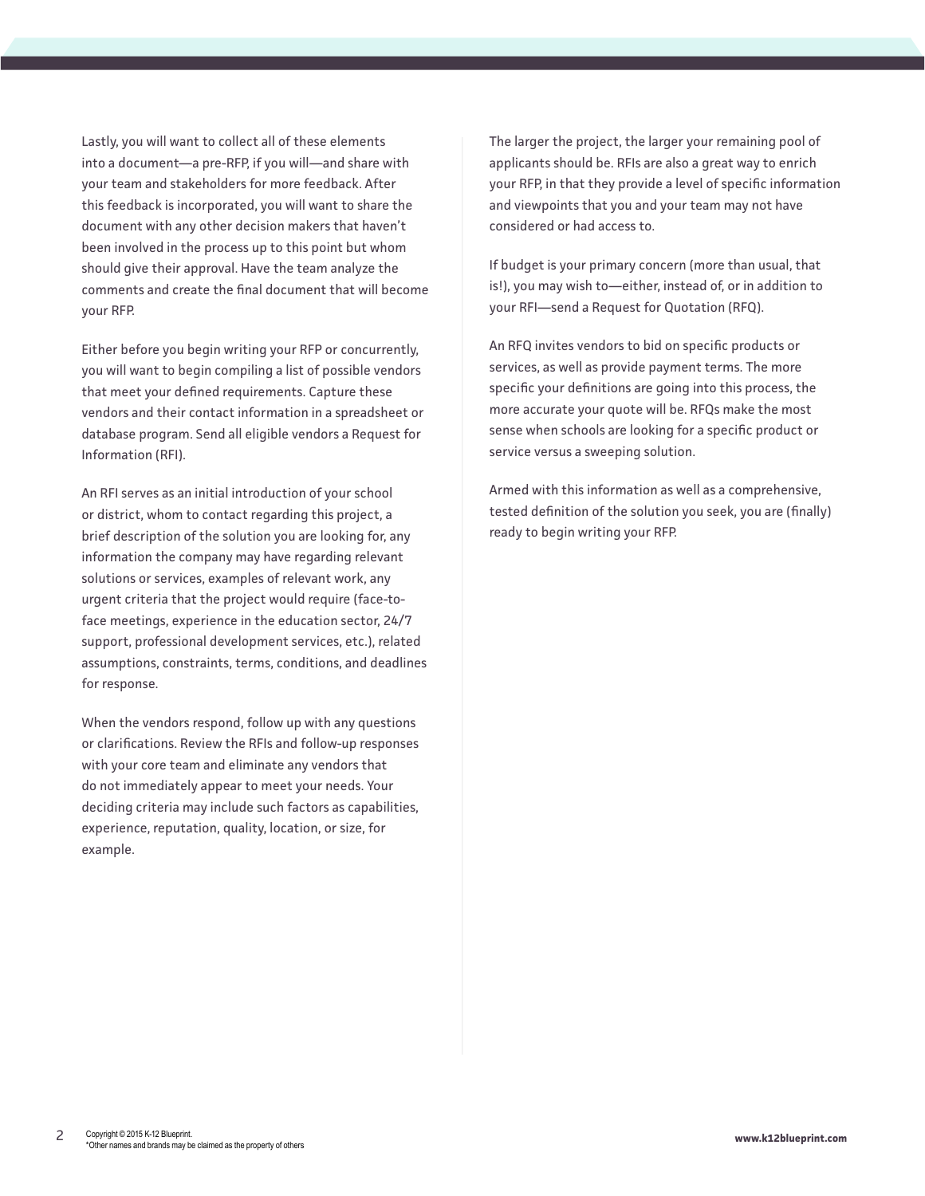Lastly, you will want to collect all of these elements into a document—a pre-RFP, if you will—and share with your team and stakeholders for more feedback. After this feedback is incorporated, you will want to share the document with any other decision makers that haven't been involved in the process up to this point but whom should give their approval. Have the team analyze the comments and create the final document that will become your RFP.

Either before you begin writing your RFP or concurrently, you will want to begin compiling a list of possible vendors that meet your defined requirements. Capture these vendors and their contact information in a spreadsheet or database program. Send all eligible vendors a Request for Information (RFI).

An RFI serves as an initial introduction of your school or district, whom to contact regarding this project, a brief description of the solution you are looking for, any information the company may have regarding relevant solutions or services, examples of relevant work, any urgent criteria that the project would require (face-to-face meetings, experience in the education sector, 24/7 support, professional development services, etc.), related assumptions, constraints, terms, conditions, and deadlines for response.

When the vendors respond, follow up with any questions or clarifications. Review the RFIs and follow-up responses with your core team and eliminate any vendors that do not immediately appear to meet your needs. Your deciding criteria may include such factors as capabilities, experience, reputation, quality, location, or size, for example.

The larger the project, the larger your remaining pool of applicants should be. RFIs are also a great way to enrich your RFP, in that they provide a level of specific information and viewpoints that you and your team may not have considered or had access to.

If budget is your primary concern (more than usual, that is!), you may wish to—either, instead of, or in addition to your RFI—send a Request for Quotation (RFQ).

An RFQ invites vendors to bid on specific products or services, as well as provide payment terms. The more specific your definitions are going into this process, the more accurate your quote will be. RFQs make the most sense when schools are looking for a specific product or service versus a sweeping solution.

Armed with this information as well as a comprehensive, tested definition of the solution you seek, you are (finally) ready to begin writing your RFP.

Copyright © 2015 K-12 Blueprint.
*Other names and brands may be claimed as the property of others

www.k12blueprint.com